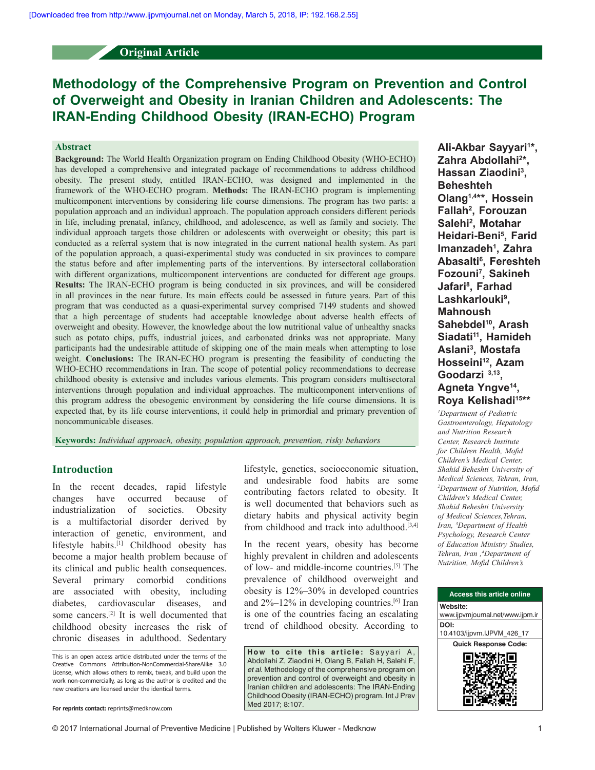Original Article

# Methodology of the Comprehensive Program on Prevention and Control of Overweight and Obesity in Iranian Children and Adolescents: The IRAN-Ending Childhood Obesity (IRAN-ECHO) Program

**Ali-Akbar Sayyari[1]*, Zahra Abdollahi[2]*, Hassan Ziaodini[3], Behesteh Olang[1,4]**, Hossein Fallah[2], Forouzan Salehi[2], Motahar Heidari-Beni[5], Farid Imanzadeh[1], Zahra Abasalti[6], Fereshteh Fozouni[7], Sakineh Jafari[8], Farhad Lashkarlouki[9], Mahnoush Sahebdel[10], Arash Siadati[11], Hamideh Aslani[3], Mostafa Hosseini[12], Azam Goodarzi [3,13], Agneta Yngve[14], Roya Kelishadi[15]****

[1]Department of Pediatric Gastroenterology, Hepatology and Nutrition Research Center, Research Institute for Children Health, Mofid Children's Medical Center, Shahid Beheshti University of Medical Sciences, Tehran, Iran, [2]Department of Nutrition, Mofid Children's Medical Center, Shahid Beheshti University of Medical Sciences,Tehran, Iran, [3]Department of Health Psychology, Research Center of Education Ministry Studies, Tehran, Iran ,[4]Department of Nutrition, Mofid Children's

## Abstract

**Background:** The World Health Organization program on Ending Childhood Obesity (WHO-ECHO) has developed a comprehensive and integrated package of recommendations to address childhood obesity. The present study, entitled IRAN-ECHO, was designed and implemented in the framework of the WHO-ECHO program. **Methods:** The IRAN-ECHO program is implementing multicomponent interventions by considering life course dimensions. The program has two parts: a population approach and an individual approach. The population approach considers different periods in life, including prenatal, infancy, childhood, and adolescence, as well as family and society. The individual approach targets those children or adolescents with overweight or obesity; this part is conducted as a referral system that is now integrated in the current national health system. As part of the population approach, a quasi-experimental study was conducted in six provinces to compare the status before and after implementing parts of the interventions. By intersectoral collaboration with different organizations, multicomponent interventions are conducted for different age groups. **Results:** The IRAN-ECHO program is being conducted in six provinces, and will be considered in all provinces in the near future. Its main effects could be assessed in future years. Part of this program that was conducted as a quasi-experimental survey comprised 7149 students and showed that a high percentage of students had acceptable knowledge about adverse health effects of overweight and obesity. However, the knowledge about the low nutritional value of unhealthy snacks such as potato chips, puffs, industrial juices, and carbonated drinks was not appropriate. Many participants had the undesirable attitude of skipping one of the main meals when attempting to lose weight. **Conclusions:** The IRAN-ECHO program is presenting the feasibility of conducting the WHO-ECHO recommendations in Iran. The scope of potential policy recommendations to decrease childhood obesity is extensive and includes various elements. This program considers multisectoral interventions through population and individual approaches. The multicomponent interventions of this program address the obesogenic environment by considering the life course dimensions. It is expected that, by its life course interventions, it could help in primordial and primary prevention of noncommunicable diseases.

**Keywords:** *Individual approach, obesity, population approach, prevention, risky behaviors*

## Introduction

In the recent decades, rapid lifestyle changes have occurred because of industrialization of societies. Obesity is a multifactorial disorder derived by interaction of genetic, environment, and lifestyle habits.[1] Childhood obesity has become a major health problem because of its clinical and public health consequences. Several primary comorbid conditions are associated with obesity, including diabetes, cardiovascular diseases, and some cancers.[2] It is well documented that childhood obesity increases the risk of chronic diseases in adulthood. Sedentary lifestyle, genetics, socioeconomic situation, and undesirable food habits are some contributing factors related to obesity. It is well documented that behaviors such as dietary habits and physical activity begin from childhood and track into adulthood.[3,4]

In the recent years, obesity has become highly prevalent in children and adolescents of low- and middle-income countries.[5] The prevalence of childhood overweight and obesity is 12%–30% in developed countries and 2%–12% in developing countries.[6] Iran is one of the countries facing an escalating trend of childhood obesity. According to

This is an open access article distributed under the terms of the Creative Commons Attribution-NonCommercial-ShareAlike 3.0 License, which allows others to remix, tweak, and build upon the work non-commercially, as long as the author is credited and the new creations are licensed under the identical terms.

For reprints contact: reprints@medknow.com

**How to cite this article:** Sayyari A, Abdollahi Z, Ziaodini H, Olang B, Fallah H, Salehi F, *et al*. Methodology of the comprehensive program on prevention and control of overweight and obesity in Iranian children and adolescents: The IRAN-Ending Childhood Obesity (IRAN-ECHO) program. Int J Prev Med 2017; 8:107.

Access this article online

Website: www.ijpvmjournal.net/www.ijpm.ir

DOI: 10.4103/ijpvm.IJPVM_426_17

Quick Response Code: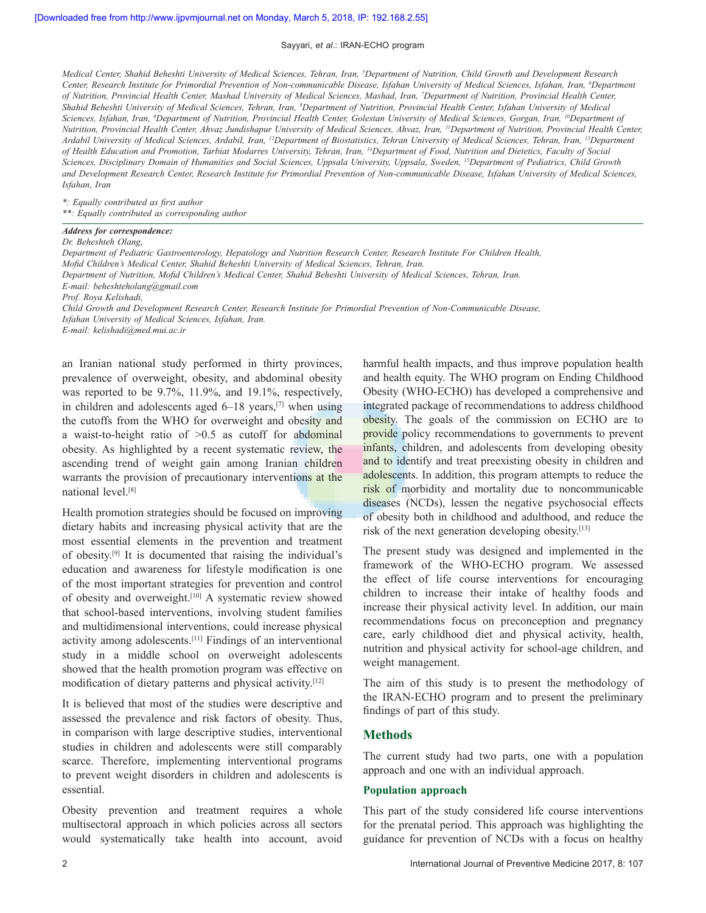Medical Center, Shahid Beheshti University of Medical Sciences, Tehran, Iran, [5]Department of Nutrition, Child Growth and Development Research Center, Research Institute for Primordial Prevention of Non-communicable Disease, Isfahan University of Medical Sciences, Isfahan, Iran, [6]Department of Nutrition, Provincial Health Center, Mashad University of Medical Sciences, Mashad, Iran, [7]Department of Nutrition, Provincial Health Center, Shahid Beheshti University of Medical Sciences, Tehran, Iran, [8]Department of Nutrition, Provincial Health Center, Isfahan University of Medical Sciences, Isfahan, Iran, [9]Department of Nutrition, Provincial Health Center, Golestan University of Medical Sciences, Gorgan, Iran, [10]Department of Nutrition, Provincial Health Center, Ahvaz Jundishapur University of Medical Sciences, Ahvaz, Iran, [11]Department of Nutrition, Provincial Health Center, Ardabil University of Medical Sciences, Ardabil, Iran, [12]Department of Biostatistics, Tehran University of Medical Sciences, Tehran, Iran, [13]Department of Health Education and Promotion, Tarbiat Modarres University, Tehran, Iran, [14]Department of Food, Nutrition and Dietetics, Faculty of Social Sciences, Disciplinary Domain of Humanities and Social Sciences, Uppsala University, Uppsala, Sweden, [15]Department of Pediatrics, Child Growth and Development Research Center, Research Institute for Primordial Prevention of Non-communicable Disease, Isfahan University of Medical Sciences, Isfahan, Iran

*: Equally contributed as first author
**: Equally contributed as corresponding author

***Address for correspondence:***
*Dr. Beheshteh Olang,*
*Department of Pediatric Gastroenterology, Hepatology and Nutrition Research Center, Research Institute For Children Health, Mofid Children's Medical Center, Shahid Beheshti University of Medical Sciences, Tehran, Iran.*
*Department of Nutrition, Mofid Children's Medical Center, Shahid Beheshti University of Medical Sciences, Tehran, Iran.*
*E-mail: beheshteholang@gmail.com*
*Prof. Roya Kelishadi,*
*Child Growth and Development Research Center, Research Institute for Primordial Prevention of Non-Communicable Disease, Isfahan University of Medical Sciences, Isfahan, Iran.*
*E-mail: kelishadi@med.mui.ac.ir*

an Iranian national study performed in thirty provinces, prevalence of overweight, obesity, and abdominal obesity was reported to be 9.7%, 11.9%, and 19.1%, respectively, in children and adolescents aged 6–18 years,[7] when using the cutoffs from the WHO for overweight and obesity and a waist-to-height ratio of >0.5 as cutoff for abdominal obesity. As highlighted by a recent systematic review, the ascending trend of weight gain among Iranian children warrants the provision of precautionary interventions at the national level.[8]

Health promotion strategies should be focused on improving dietary habits and increasing physical activity that are the most essential elements in the prevention and treatment of obesity.[9] It is documented that raising the individual's education and awareness for lifestyle modification is one of the most important strategies for prevention and control of obesity and overweight.[10] A systematic review showed that school-based interventions, involving student families and multidimensional interventions, could increase physical activity among adolescents.[11] Findings of an interventional study in a middle school on overweight adolescents showed that the health promotion program was effective on modification of dietary patterns and physical activity.[12]

It is believed that most of the studies were descriptive and assessed the prevalence and risk factors of obesity. Thus, in comparison with large descriptive studies, interventional studies in children and adolescents were still comparably scarce. Therefore, implementing interventional programs to prevent weight disorders in children and adolescents is essential.

Obesity prevention and treatment requires a whole multisectoral approach in which policies across all sectors would systematically take health into account, avoid harmful health impacts, and thus improve population health and health equity. The WHO program on Ending Childhood Obesity (WHO-ECHO) has developed a comprehensive and integrated package of recommendations to address childhood obesity. The goals of the commission on ECHO are to provide policy recommendations to governments to prevent infants, children, and adolescents from developing obesity and to identify and treat preexisting obesity in children and adolescents. In addition, this program attempts to reduce the risk of morbidity and mortality due to noncommunicable diseases (NCDs), lessen the negative psychosocial effects of obesity both in childhood and adulthood, and reduce the risk of the next generation developing obesity.[13]

The present study was designed and implemented in the framework of the WHO-ECHO program. We assessed the effect of life course interventions for encouraging children to increase their intake of healthy foods and increase their physical activity level. In addition, our main recommendations focus on preconception and pregnancy care, early childhood diet and physical activity, health, nutrition and physical activity for school-age children, and weight management.

The aim of this study is to present the methodology of the IRAN-ECHO program and to present the preliminary findings of part of this study.

## Methods

The current study had two parts, one with a population approach and one with an individual approach.

### Population approach

This part of the study considered life course interventions for the prenatal period. This approach was highlighting the guidance for prevention of NCDs with a focus on healthy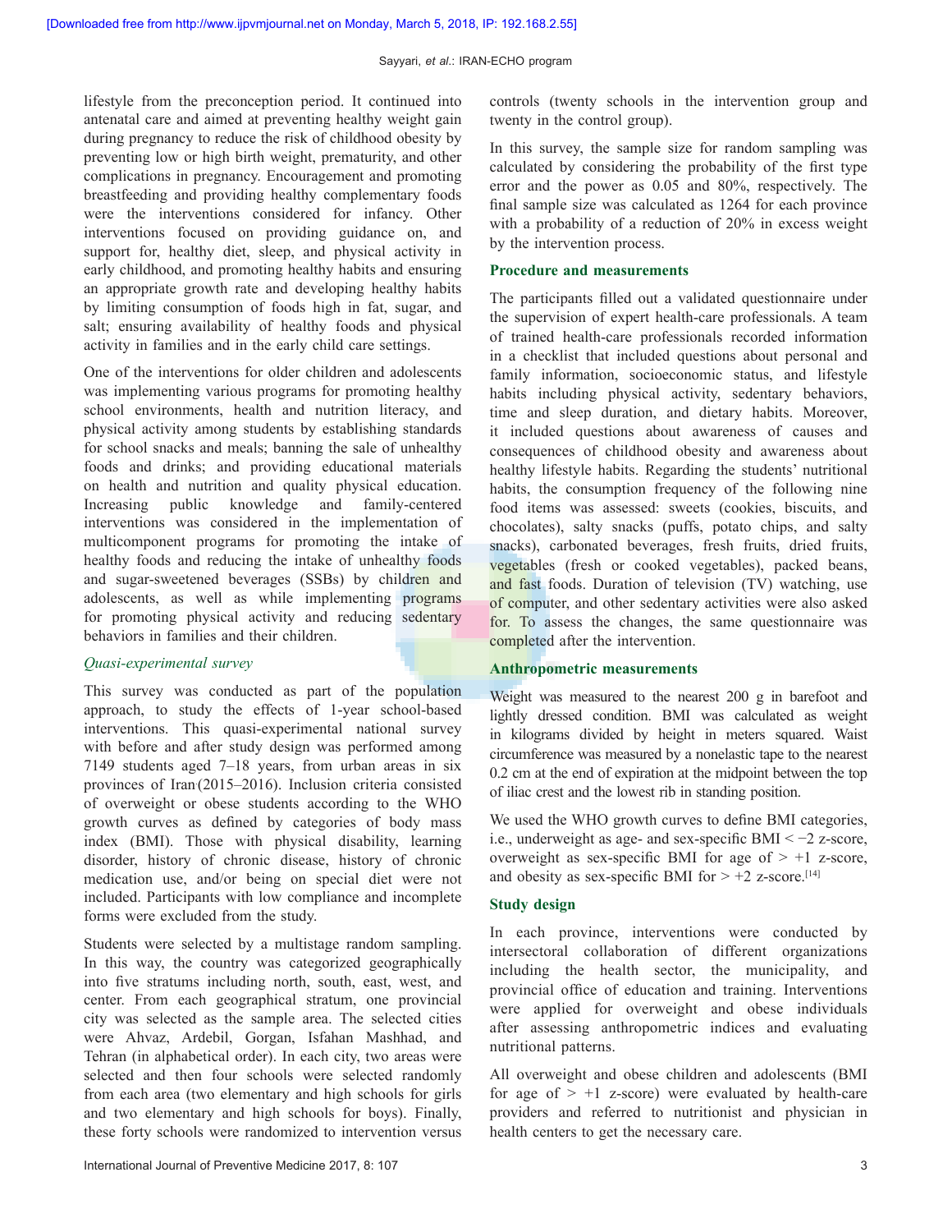lifestyle from the preconception period. It continued into antenatal care and aimed at preventing healthy weight gain during pregnancy to reduce the risk of childhood obesity by preventing low or high birth weight, prematurity, and other complications in pregnancy. Encouragement and promoting breastfeeding and providing healthy complementary foods were the interventions considered for infancy. Other interventions focused on providing guidance on, and support for, healthy diet, sleep, and physical activity in early childhood, and promoting healthy habits and ensuring an appropriate growth rate and developing healthy habits by limiting consumption of foods high in fat, sugar, and salt; ensuring availability of healthy foods and physical activity in families and in the early child care settings.

One of the interventions for older children and adolescents was implementing various programs for promoting healthy school environments, health and nutrition literacy, and physical activity among students by establishing standards for school snacks and meals; banning the sale of unhealthy foods and drinks; and providing educational materials on health and nutrition and quality physical education. Increasing public knowledge and family-centered interventions was considered in the implementation of multicomponent programs for promoting the intake of healthy foods and reducing the intake of unhealthy foods and sugar-sweetened beverages (SSBs) by children and adolescents, as well as while implementing programs for promoting physical activity and reducing sedentary behaviors in families and their children.

### *Quasi-experimental survey*

This survey was conducted as part of the population approach, to study the effects of 1-year school-based interventions. This quasi-experimental national survey with before and after study design was performed among 7149 students aged 7–18 years, from urban areas in six provinces of Iran (2015–2016). Inclusion criteria consisted of overweight or obese students according to the WHO growth curves as defined by categories of body mass index (BMI). Those with physical disability, learning disorder, history of chronic disease, history of chronic medication use, and/or being on special diet were not included. Participants with low compliance and incomplete forms were excluded from the study.

Students were selected by a multistage random sampling. In this way, the country was categorized geographically into five stratums including north, south, east, west, and center. From each geographical stratum, one provincial city was selected as the sample area. The selected cities were Ahvaz, Ardebil, Gorgan, Isfahan Mashhad, and Tehran (in alphabetical order). In each city, two areas were selected and then four schools were selected randomly from each area (two elementary and high schools for girls and two elementary and high schools for boys). Finally, these forty schools were randomized to intervention versus controls (twenty schools in the intervention group and twenty in the control group).

In this survey, the sample size for random sampling was calculated by considering the probability of the first type error and the power as 0.05 and 80%, respectively. The final sample size was calculated as 1264 for each province with a probability of a reduction of 20% in excess weight by the intervention process.

## Procedure and measurements

The participants filled out a validated questionnaire under the supervision of expert health-care professionals. A team of trained health-care professionals recorded information in a checklist that included questions about personal and family information, socioeconomic status, and lifestyle habits including physical activity, sedentary behaviors, time and sleep duration, and dietary habits. Moreover, it included questions about awareness of causes and consequences of childhood obesity and awareness about healthy lifestyle habits. Regarding the students' nutritional habits, the consumption frequency of the following nine food items was assessed: sweets (cookies, biscuits, and chocolates), salty snacks (puffs, potato chips, and salty snacks), carbonated beverages, fresh fruits, dried fruits, vegetables (fresh or cooked vegetables), packed beans, and fast foods. Duration of television (TV) watching, use of computer, and other sedentary activities were also asked for. To assess the changes, the same questionnaire was completed after the intervention.

## Anthropometric measurements

Weight was measured to the nearest 200 g in barefoot and lightly dressed condition. BMI was calculated as weight in kilograms divided by height in meters squared. Waist circumference was measured by a nonelastic tape to the nearest 0.2 cm at the end of expiration at the midpoint between the top of iliac crest and the lowest rib in standing position.

We used the WHO growth curves to define BMI categories, i.e., underweight as age- and sex-specific BMI $< -2$ z-score, overweight as sex-specific BMI for age of $> +1$ z-score, and obesity as sex-specific BMI for $> +2$ z-score.[14]

## Study design

In each province, interventions were conducted by intersectoral collaboration of different organizations including the health sector, the municipality, and provincial office of education and training. Interventions were applied for overweight and obese individuals after assessing anthropometric indices and evaluating nutritional patterns.

All overweight and obese children and adolescents (BMI for age of $> +1$ z-score) were evaluated by health-care providers and referred to nutritionist and physician in health centers to get the necessary care.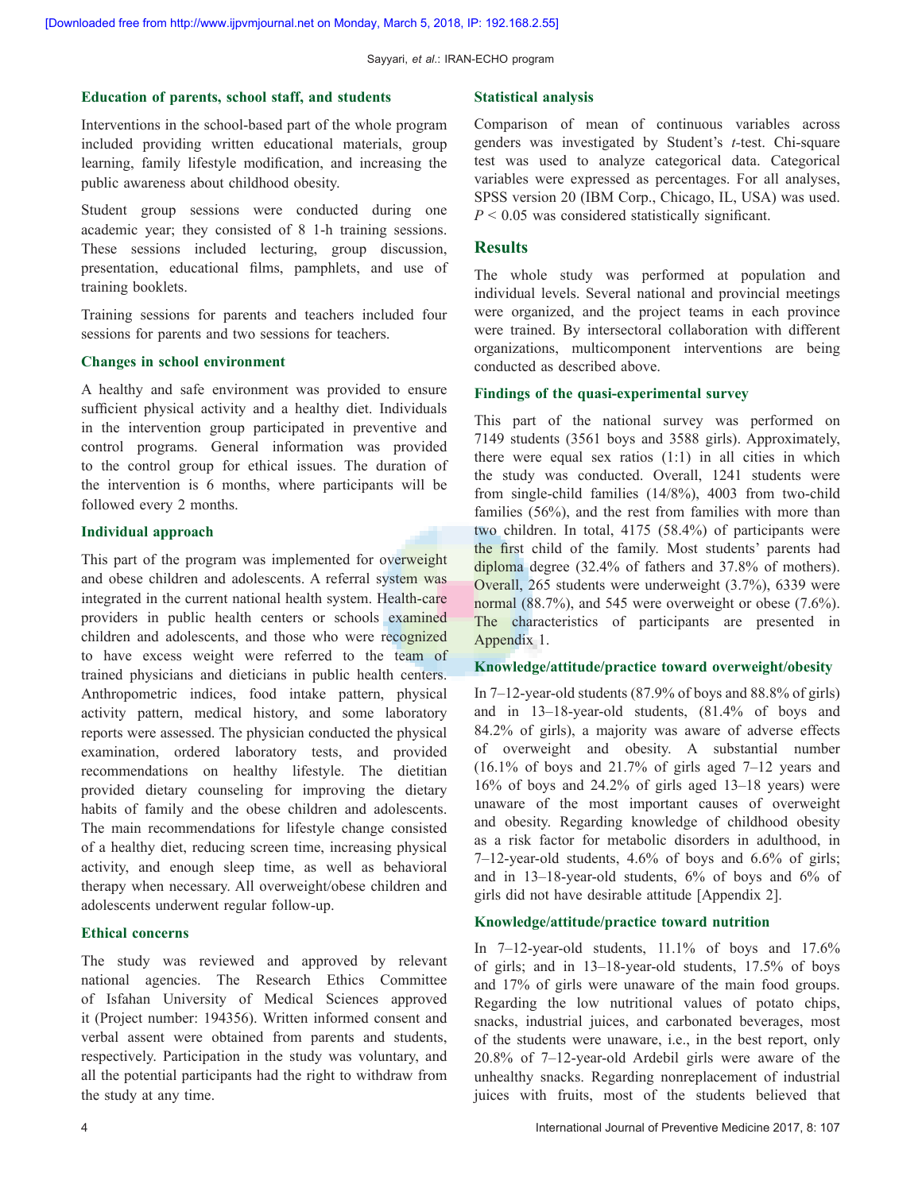### Education of parents, school staff, and students

Interventions in the school-based part of the whole program included providing written educational materials, group learning, family lifestyle modification, and increasing the public awareness about childhood obesity.

Student group sessions were conducted during one academic year; they consisted of 8 1-h training sessions. These sessions included lecturing, group discussion, presentation, educational films, pamphlets, and use of training booklets.

Training sessions for parents and teachers included four sessions for parents and two sessions for teachers.

### Changes in school environment

A healthy and safe environment was provided to ensure sufficient physical activity and a healthy diet. Individuals in the intervention group participated in preventive and control programs. General information was provided to the control group for ethical issues. The duration of the intervention is 6 months, where participants will be followed every 2 months.

### Individual approach

This part of the program was implemented for overweight and obese children and adolescents. A referral system was integrated in the current national health system. Health-care providers in public health centers or schools examined children and adolescents, and those who were recognized to have excess weight were referred to the team of trained physicians and dieticians in public health centers. Anthropometric indices, food intake pattern, physical activity pattern, medical history, and some laboratory reports were assessed. The physician conducted the physical examination, ordered laboratory tests, and provided recommendations on healthy lifestyle. The dietitian provided dietary counseling for improving the dietary habits of family and the obese children and adolescents. The main recommendations for lifestyle change consisted of a healthy diet, reducing screen time, increasing physical activity, and enough sleep time, as well as behavioral therapy when necessary. All overweight/obese children and adolescents underwent regular follow-up.

### Ethical concerns

The study was reviewed and approved by relevant national agencies. The Research Ethics Committee of Isfahan University of Medical Sciences approved it (Project number: 194356). Written informed consent and verbal assent were obtained from parents and students, respectively. Participation in the study was voluntary, and all the potential participants had the right to withdraw from the study at any time.

### Statistical analysis

Comparison of mean of continuous variables across genders was investigated by Student's *t*-test. Chi-square test was used to analyze categorical data. Categorical variables were expressed as percentages. For all analyses, SPSS version 20 (IBM Corp., Chicago, IL, USA) was used. $P < 0.05$ was considered statistically significant.

## Results

The whole study was performed at population and individual levels. Several national and provincial meetings were organized, and the project teams in each province were trained. By intersectoral collaboration with different organizations, multicomponent interventions are being conducted as described above.

### Findings of the quasi-experimental survey

This part of the national survey was performed on 7149 students (3561 boys and 3588 girls). Approximately, there were equal sex ratios (1:1) in all cities in which the study was conducted. Overall, 1241 students were from single-child families (14/8%), 4003 from two-child families (56%), and the rest from families with more than two children. In total, 4175 (58.4%) of participants were the first child of the family. Most students' parents had diploma degree (32.4% of fathers and 37.8% of mothers). Overall, 265 students were underweight (3.7%), 6339 were normal (88.7%), and 545 were overweight or obese (7.6%). The characteristics of participants are presented in Appendix 1.

### Knowledge/attitude/practice toward overweight/obesity

In 7–12-year-old students (87.9% of boys and 88.8% of girls) and in 13–18-year-old students, (81.4% of boys and 84.2% of girls), a majority was aware of adverse effects of overweight and obesity. A substantial number (16.1% of boys and 21.7% of girls aged 7–12 years and 16% of boys and 24.2% of girls aged 13–18 years) were unaware of the most important causes of overweight and obesity. Regarding knowledge of childhood obesity as a risk factor for metabolic disorders in adulthood, in 7–12-year-old students, 4.6% of boys and 6.6% of girls; and in 13–18-year-old students, 6% of boys and 6% of girls did not have desirable attitude [Appendix 2].

### Knowledge/attitude/practice toward nutrition

In 7–12-year-old students, 11.1% of boys and 17.6% of girls; and in 13–18-year-old students, 17.5% of boys and 17% of girls were unaware of the main food groups. Regarding the low nutritional values of potato chips, snacks, industrial juices, and carbonated beverages, most of the students were unaware, i.e., in the best report, only 20.8% of 7–12-year-old Ardebil girls were aware of the unhealthy snacks. Regarding nonreplacement of industrial juices with fruits, most of the students believed that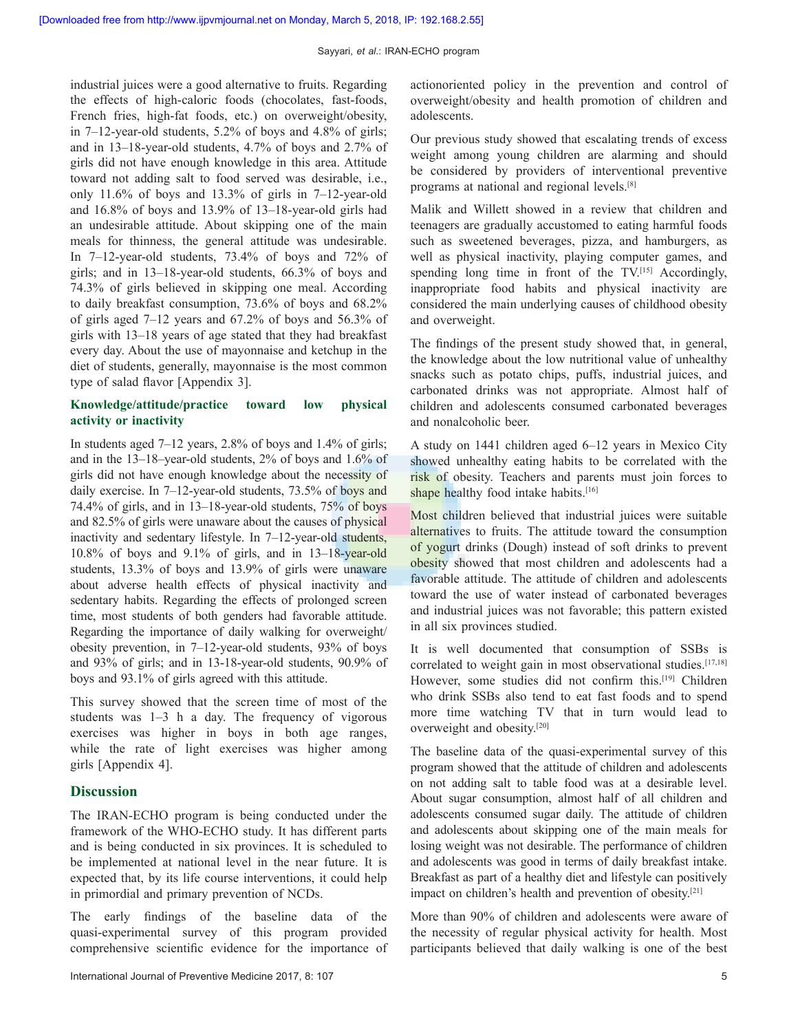industrial juices were a good alternative to fruits. Regarding the effects of high-caloric foods (chocolates, fast-foods, French fries, high-fat foods, etc.) on overweight/obesity, in 7–12-year-old students, 5.2% of boys and 4.8% of girls; and in 13–18-year-old students, 4.7% of boys and 2.7% of girls did not have enough knowledge in this area. Attitude toward not adding salt to food served was desirable, i.e., only 11.6% of boys and 13.3% of girls in 7–12-year-old and 16.8% of boys and 13.9% of 13–18-year-old girls had an undesirable attitude. About skipping one of the main meals for thinness, the general attitude was undesirable. In 7–12-year-old students, 73.4% of boys and 72% of girls; and in 13–18-year-old students, 66.3% of boys and 74.3% of girls believed in skipping one meal. According to daily breakfast consumption, 73.6% of boys and 68.2% of girls aged 7–12 years and 67.2% of boys and 56.3% of girls with 13–18 years of age stated that they had breakfast every day. About the use of mayonnaise and ketchup in the diet of students, generally, mayonnaise is the most common type of salad flavor [Appendix 3].

### Knowledge/attitude/practice toward low physical activity or inactivity

In students aged 7–12 years, 2.8% of boys and 1.4% of girls; and in the 13–18–year-old students, 2% of boys and 1.6% of girls did not have enough knowledge about the necessity of daily exercise. In 7–12-year-old students, 73.5% of boys and 74.4% of girls, and in 13–18-year-old students, 75% of boys and 82.5% of girls were unaware about the causes of physical inactivity and sedentary lifestyle. In 7–12-year-old students, 10.8% of boys and 9.1% of girls, and in 13–18-year-old students, 13.3% of boys and 13.9% of girls were unaware about adverse health effects of physical inactivity and sedentary habits. Regarding the effects of prolonged screen time, most students of both genders had favorable attitude. Regarding the importance of daily walking for overweight/obesity prevention, in 7–12-year-old students, 93% of boys and 93% of girls; and in 13-18-year-old students, 90.9% of boys and 93.1% of girls agreed with this attitude.

This survey showed that the screen time of most of the students was 1–3 h a day. The frequency of vigorous exercises was higher in boys in both age ranges, while the rate of light exercises was higher among girls [Appendix 4].

## Discussion

The IRAN-ECHO program is being conducted under the framework of the WHO-ECHO study. It has different parts and is being conducted in six provinces. It is scheduled to be implemented at national level in the near future. It is expected that, by its life course interventions, it could help in primordial and primary prevention of NCDs.

The early findings of the baseline data of the quasi-experimental survey of this program provided comprehensive scientific evidence for the importance of actionoriented policy in the prevention and control of overweight/obesity and health promotion of children and adolescents.

Our previous study showed that escalating trends of excess weight among young children are alarming and should be considered by providers of interventional preventive programs at national and regional levels.[8]

Malik and Willett showed in a review that children and teenagers are gradually accustomed to eating harmful foods such as sweetened beverages, pizza, and hamburgers, as well as physical inactivity, playing computer games, and spending long time in front of the TV.[15] Accordingly, inappropriate food habits and physical inactivity are considered the main underlying causes of childhood obesity and overweight.

The findings of the present study showed that, in general, the knowledge about the low nutritional value of unhealthy snacks such as potato chips, puffs, industrial juices, and carbonated drinks was not appropriate. Almost half of children and adolescents consumed carbonated beverages and nonalcoholic beer.

A study on 1441 children aged 6–12 years in Mexico City showed unhealthy eating habits to be correlated with the risk of obesity. Teachers and parents must join forces to shape healthy food intake habits.[16]

Most children believed that industrial juices were suitable alternatives to fruits. The attitude toward the consumption of yogurt drinks (Dough) instead of soft drinks to prevent obesity showed that most children and adolescents had a favorable attitude. The attitude of children and adolescents toward the use of water instead of carbonated beverages and industrial juices was not favorable; this pattern existed in all six provinces studied.

It is well documented that consumption of SSBs is correlated to weight gain in most observational studies.[17,18] However, some studies did not confirm this.[19] Children who drink SSBs also tend to eat fast foods and to spend more time watching TV that in turn would lead to overweight and obesity.[20]

The baseline data of the quasi-experimental survey of this program showed that the attitude of children and adolescents on not adding salt to table food was at a desirable level. About sugar consumption, almost half of all children and adolescents consumed sugar daily. The attitude of children and adolescents about skipping one of the main meals for losing weight was not desirable. The performance of children and adolescents was good in terms of daily breakfast intake. Breakfast as part of a healthy diet and lifestyle can positively impact on children's health and prevention of obesity.[21]

More than 90% of children and adolescents were aware of the necessity of regular physical activity for health. Most participants believed that daily walking is one of the best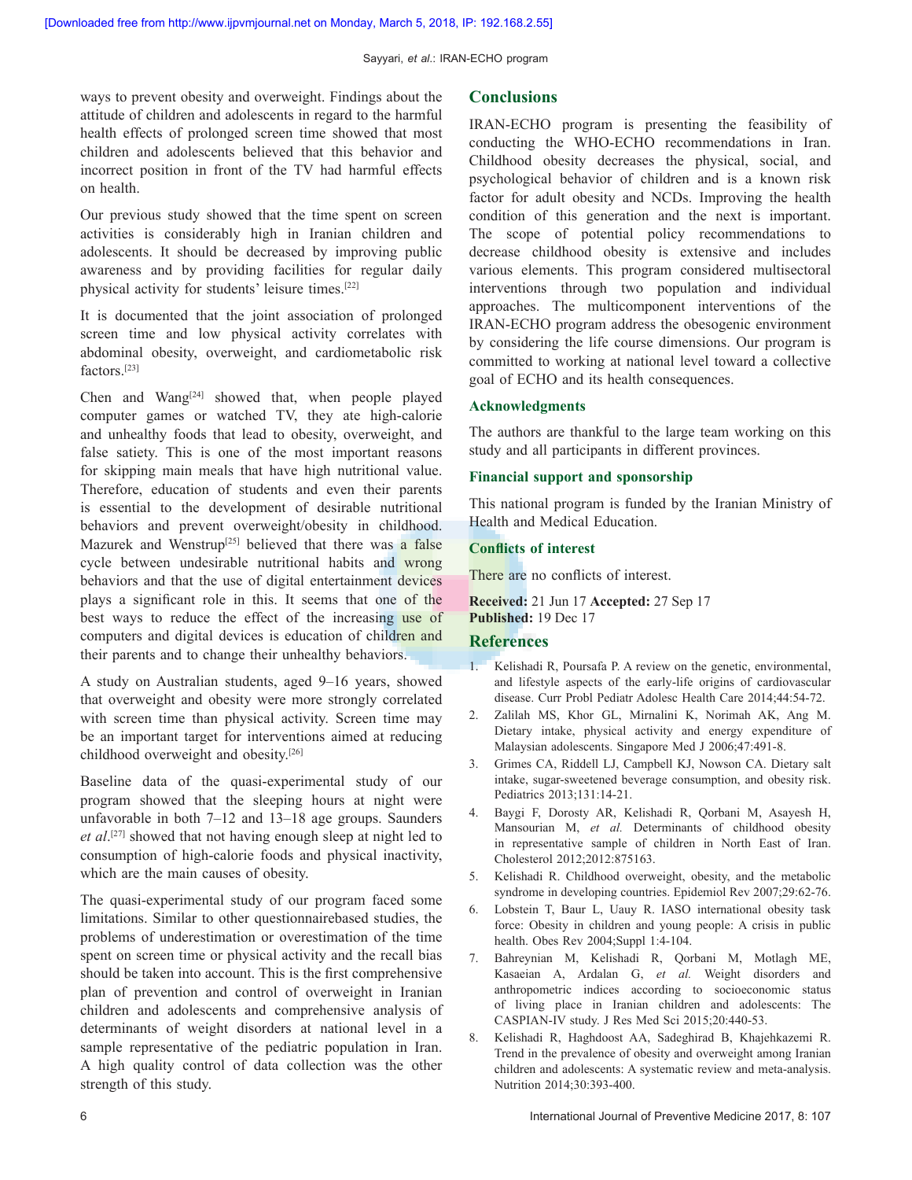ways to prevent obesity and overweight. Findings about the attitude of children and adolescents in regard to the harmful health effects of prolonged screen time showed that most children and adolescents believed that this behavior and incorrect position in front of the TV had harmful effects on health.

Our previous study showed that the time spent on screen activities is considerably high in Iranian children and adolescents. It should be decreased by improving public awareness and by providing facilities for regular daily physical activity for students' leisure times.[22]

It is documented that the joint association of prolonged screen time and low physical activity correlates with abdominal obesity, overweight, and cardiometabolic risk factors.[23]

Chen and Wang[24] showed that, when people played computer games or watched TV, they ate high-calorie and unhealthy foods that lead to obesity, overweight, and false satiety. This is one of the most important reasons for skipping main meals that have high nutritional value. Therefore, education of students and even their parents is essential to the development of desirable nutritional behaviors and prevent overweight/obesity in childhood. Mazurek and Wenstrup[25] believed that there was a false cycle between undesirable nutritional habits and wrong behaviors and that the use of digital entertainment devices plays a significant role in this. It seems that one of the best ways to reduce the effect of the increasing use of computers and digital devices is education of children and their parents and to change their unhealthy behaviors.

A study on Australian students, aged 9–16 years, showed that overweight and obesity were more strongly correlated with screen time than physical activity. Screen time may be an important target for interventions aimed at reducing childhood overweight and obesity.[26]

Baseline data of the quasi-experimental study of our program showed that the sleeping hours at night were unfavorable in both 7–12 and 13–18 age groups. Saunders *et al*.[27] showed that not having enough sleep at night led to consumption of high-calorie foods and physical inactivity, which are the main causes of obesity.

The quasi-experimental study of our program faced some limitations. Similar to other questionnairebased studies, the problems of underestimation or overestimation of the time spent on screen time or physical activity and the recall bias should be taken into account. This is the first comprehensive plan of prevention and control of overweight in Iranian children and adolescents and comprehensive analysis of determinants of weight disorders at national level in a sample representative of the pediatric population in Iran. A high quality control of data collection was the other strength of this study.

## Conclusions

IRAN-ECHO program is presenting the feasibility of conducting the WHO-ECHO recommendations in Iran. Childhood obesity decreases the physical, social, and psychological behavior of children and is a known risk factor for adult obesity and NCDs. Improving the health condition of this generation and the next is important. The scope of potential policy recommendations to decrease childhood obesity is extensive and includes various elements. This program considered multisectoral interventions through two population and individual approaches. The multicomponent interventions of the IRAN-ECHO program address the obesogenic environment by considering the life course dimensions. Our program is committed to working at national level toward a collective goal of ECHO and its health consequences.

### Acknowledgments

The authors are thankful to the large team working on this study and all participants in different provinces.

### Financial support and sponsorship

This national program is funded by the Iranian Ministry of Health and Medical Education.

### Conflicts of interest

There are no conflicts of interest.

**Received:** 21 Jun 17 **Accepted:** 27 Sep 17
**Published:** 19 Dec 17

## References

1. Kelishadi R, Poursafa P. A review on the genetic, environmental, and lifestyle aspects of the early-life origins of cardiovascular disease. Curr Probl Pediatr Adolesc Health Care 2014;44:54-72.
2. Zalilah MS, Khor GL, Mirnalini K, Norimah AK, Ang M. Dietary intake, physical activity and energy expenditure of Malaysian adolescents. Singapore Med J 2006;47:491-8.
3. Grimes CA, Riddell LJ, Campbell KJ, Nowson CA. Dietary salt intake, sugar-sweetened beverage consumption, and obesity risk. Pediatrics 2013;131:14-21.
4. Baygi F, Dorosty AR, Kelishadi R, Qorbani M, Asayesh H, Mansourian M, *et al.* Determinants of childhood obesity in representative sample of children in North East of Iran. Cholesterol 2012;2012:875163.
5. Kelishadi R. Childhood overweight, obesity, and the metabolic syndrome in developing countries. Epidemiol Rev 2007;29:62-76.
6. Lobstein T, Baur L, Uauy R. IASO international obesity task force: Obesity in children and young people: A crisis in public health. Obes Rev 2004;Suppl 1:4-104.
7. Bahreynian M, Kelishadi R, Qorbani M, Motlagh ME, Kasaeian A, Ardalan G, *et al.* Weight disorders and anthropometric indices according to socioeconomic status of living place in Iranian children and adolescents: The CASPIAN-IV study. J Res Med Sci 2015;20:440-53.
8. Kelishadi R, Haghdoost AA, Sadeghirad B, Khajehkazemi R. Trend in the prevalence of obesity and overweight among Iranian children and adolescents: A systematic review and meta-analysis. Nutrition 2014;30:393-400.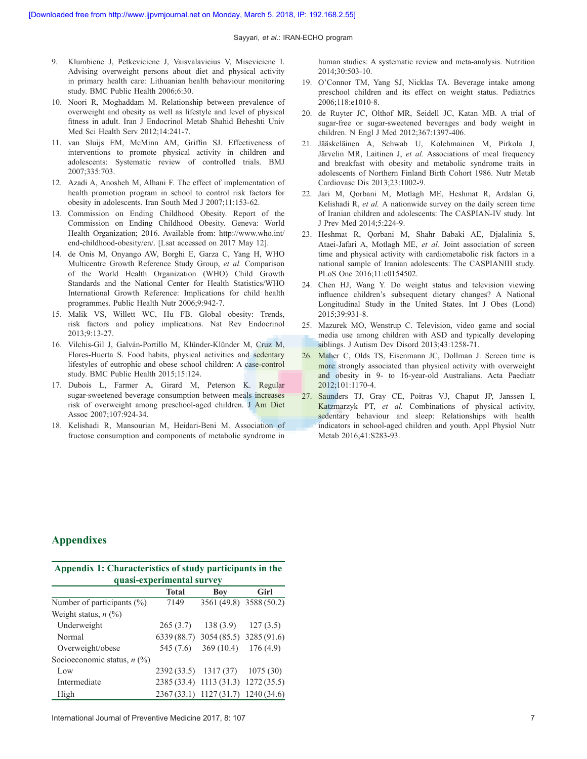9. Klumbiene J, Petkeviciene J, Vaisvalavicius V, Miseviciene I. Advising overweight persons about diet and physical activity in primary health care: Lithuanian health behaviour monitoring study. BMC Public Health 2006;6:30.
10. Noori R, Moghaddam M. Relationship between prevalence of overweight and obesity as well as lifestyle and level of physical fitness in adult. Iran J Endocrinol Metab Shahid Beheshti Univ Med Sci Health Serv 2012;14:241-7.
11. van Sluijs EM, McMinn AM, Griffin SJ. Effectiveness of interventions to promote physical activity in children and adolescents: Systematic review of controlled trials. BMJ 2007;335:703.
12. Azadi A, Anosheh M, Alhani F. The effect of implementation of health promotion program in school to control risk factors for obesity in adolescents. Iran South Med J 2007;11:153-62.
13. Commission on Ending Childhood Obesity. Report of the Commission on Ending Childhood Obesity. Geneva: World Health Organization; 2016. Available from: http://www.who.int/end-childhood-obesity/en/. [Lsat accessed on 2017 May 12].
14. de Onis M, Onyango AW, Borghi E, Garza C, Yang H, WHO Multicentre Growth Reference Study Group, *et al.* Comparison of the World Health Organization (WHO) Child Growth Standards and the National Center for Health Statistics/WHO International Growth Reference: Implications for child health programmes. Public Health Nutr 2006;9:942-7.
15. Malik VS, Willett WC, Hu FB. Global obesity: Trends, risk factors and policy implications. Nat Rev Endocrinol 2013;9:13-27.
16. Vilchis-Gil J, Galván-Portillo M, Klünder-Klünder M, Cruz M, Flores-Huerta S. Food habits, physical activities and sedentary lifestyles of eutrophic and obese school children: A case-control study. BMC Public Health 2015;15:124.
17. Dubois L, Farmer A, Girard M, Peterson K. Regular sugar-sweetened beverage consumption between meals increases risk of overweight among preschool-aged children. J Am Diet Assoc 2007;107:924-34.
18. Kelishadi R, Mansourian M, Heidari-Beni M. Association of fructose consumption and components of metabolic syndrome in human studies: A systematic review and meta-analysis. Nutrition 2014;30:503-10.
19. O'Connor TM, Yang SJ, Nicklas TA. Beverage intake among preschool children and its effect on weight status. Pediatrics 2006;118:e1010-8.
20. de Ruyter JC, Olthof MR, Seidell JC, Katan MB. A trial of sugar-free or sugar-sweetened beverages and body weight in children. N Engl J Med 2012;367:1397-406.
21. Jääskeläinen A, Schwab U, Kolehmainen M, Pirkola J, Järvelin MR, Laitinen J, *et al.* Associations of meal frequency and breakfast with obesity and metabolic syndrome traits in adolescents of Northern Finland Birth Cohort 1986. Nutr Metab Cardiovasc Dis 2013;23:1002-9.
22. Jari M, Qorbani M, Motlagh ME, Heshmat R, Ardalan G, Kelishadi R, *et al.* A nationwide survey on the daily screen time of Iranian children and adolescents: The CASPIAN-IV study. Int J Prev Med 2014;5:224-9.
23. Heshmat R, Qorbani M, Shahr Babaki AE, Djalalinia S, Ataei-Jafari A, Motlagh ME, *et al.* Joint association of screen time and physical activity with cardiometabolic risk factors in a national sample of Iranian adolescents: The CASPIANIII study. PLoS One 2016;11:e0154502.
24. Chen HJ, Wang Y. Do weight status and television viewing influence children's subsequent dietary changes? A National Longitudinal Study in the United States. Int J Obes (Lond) 2015;39:931-8.
25. Mazurek MO, Wenstrup C. Television, video game and social media use among children with ASD and typically developing siblings. J Autism Dev Disord 2013;43:1258-71.
26. Maher C, Olds TS, Eisenmann JC, Dollman J. Screen time is more strongly associated than physical activity with overweight and obesity in 9- to 16-year-old Australians. Acta Paediatr 2012;101:1170-4.
27. Saunders TJ, Gray CE, Poitras VJ, Chaput JP, Janssen I, Katzmarzyk PT, *et al.* Combinations of physical activity, sedentary behaviour and sleep: Relationships with health indicators in school-aged children and youth. Appl Physiol Nutr Metab 2016;41:S283-93.

## Appendixes

**Appendix 1: Characteristics of study participants in the quasi-experimental survey**

| | Total | Boy | Girl |
|---|---|---|---|
| Number of participants (%) | 7149 | 3561 (49.8) | 3588 (50.2) |
| Weight status, *n* (%) | | | |
| Underweight | 265 (3.7) | 138 (3.9) | 127 (3.5) |
| Normal | 6339 (88.7) | 3054 (85.5) | 3285 (91.6) |
| Overweight/obese | 545 (7.6) | 369 (10.4) | 176 (4.9) |
| Socioeconomic status, *n* (%) | | | |
| Low | 2392 (33.5) | 1317 (37) | 1075 (30) |
| Intermediate | 2385 (33.4) | 1113 (31.3) | 1272 (35.5) |
| High | 2367 (33.1) | 1127 (31.7) | 1240 (34.6) |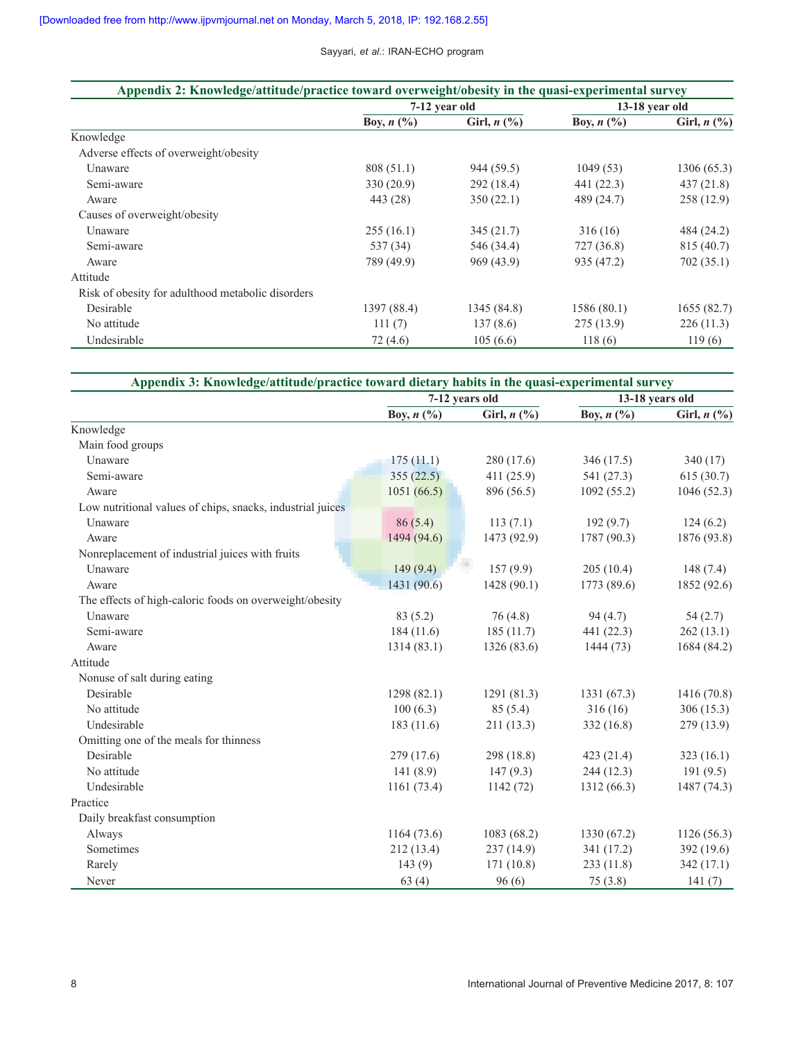**Appendix 2: Knowledge/attitude/practice toward overweight/obesity in the quasi-experimental survey**

| | 7-12 year old | | 13-18 year old | |
|---|---|---|---|---|
| | Boy, *n* (%) | Girl, *n* (%) | Boy, *n* (%) | Girl, *n* (%) |
| Knowledge | | | | |
| Adverse effects of overweight/obesity | | | | |
| Unaware | 808 (51.1) | 944 (59.5) | 1049 (53) | 1306 (65.3) |
| Semi-aware | 330 (20.9) | 292 (18.4) | 441 (22.3) | 437 (21.8) |
| Aware | 443 (28) | 350 (22.1) | 489 (24.7) | 258 (12.9) |
| Causes of overweight/obesity | | | | |
| Unaware | 255 (16.1) | 345 (21.7) | 316 (16) | 484 (24.2) |
| Semi-aware | 537 (34) | 546 (34.4) | 727 (36.8) | 815 (40.7) |
| Aware | 789 (49.9) | 969 (43.9) | 935 (47.2) | 702 (35.1) |
| Attitude | | | | |
| Risk of obesity for adulthood metabolic disorders | | | | |
| Desirable | 1397 (88.4) | 1345 (84.8) | 1586 (80.1) | 1655 (82.7) |
| No attitude | 111 (7) | 137 (8.6) | 275 (13.9) | 226 (11.3) |
| Undesirable | 72 (4.6) | 105 (6.6) | 118 (6) | 119 (6) |

**Appendix 3: Knowledge/attitude/practice toward dietary habits in the quasi-experimental survey**

| | 7-12 years old | | 13-18 years old | |
|---|---|---|---|---|
| | Boy, *n* (%) | Girl, *n* (%) | Boy, *n* (%) | Girl, *n* (%) |
| Knowledge | | | | |
| Main food groups | | | | |
| Unaware | 175 (11.1) | 280 (17.6) | 346 (17.5) | 340 (17) |
| Semi-aware | 355 (22.5) | 411 (25.9) | 541 (27.3) | 615 (30.7) |
| Aware | 1051 (66.5) | 896 (56.5) | 1092 (55.2) | 1046 (52.3) |
| Low nutritional values of chips, snacks, industrial juices | | | | |
| Unaware | 86 (5.4) | 113 (7.1) | 192 (9.7) | 124 (6.2) |
| Aware | 1494 (94.6) | 1473 (92.9) | 1787 (90.3) | 1876 (93.8) |
| Nonreplacement of industrial juices with fruits | | | | |
| Unaware | 149 (9.4) | 157 (9.9) | 205 (10.4) | 148 (7.4) |
| Aware | 1431 (90.6) | 1428 (90.1) | 1773 (89.6) | 1852 (92.6) |
| The effects of high-caloric foods on overweight/obesity | | | | |
| Unaware | 83 (5.2) | 76 (4.8) | 94 (4.7) | 54 (2.7) |
| Semi-aware | 184 (11.6) | 185 (11.7) | 441 (22.3) | 262 (13.1) |
| Aware | 1314 (83.1) | 1326 (83.6) | 1444 (73) | 1684 (84.2) |
| Attitude | | | | |
| Nonuse of salt during eating | | | | |
| Desirable | 1298 (82.1) | 1291 (81.3) | 1331 (67.3) | 1416 (70.8) |
| No attitude | 100 (6.3) | 85 (5.4) | 316 (16) | 306 (15.3) |
| Undesirable | 183 (11.6) | 211 (13.3) | 332 (16.8) | 279 (13.9) |
| Omitting one of the meals for thinness | | | | |
| Desirable | 279 (17.6) | 298 (18.8) | 423 (21.4) | 323 (16.1) |
| No attitude | 141 (8.9) | 147 (9.3) | 244 (12.3) | 191 (9.5) |
| Undesirable | 1161 (73.4) | 1142 (72) | 1312 (66.3) | 1487 (74.3) |
| Practice | | | | |
| Daily breakfast consumption | | | | |
| Always | 1164 (73.6) | 1083 (68.2) | 1330 (67.2) | 1126 (56.3) |
| Sometimes | 212 (13.4) | 237 (14.9) | 341 (17.2) | 392 (19.6) |
| Rarely | 143 (9) | 171 (10.8) | 233 (11.8) | 342 (17.1) |
| Never | 63 (4) | 96 (6) | 75 (3.8) | 141 (7) |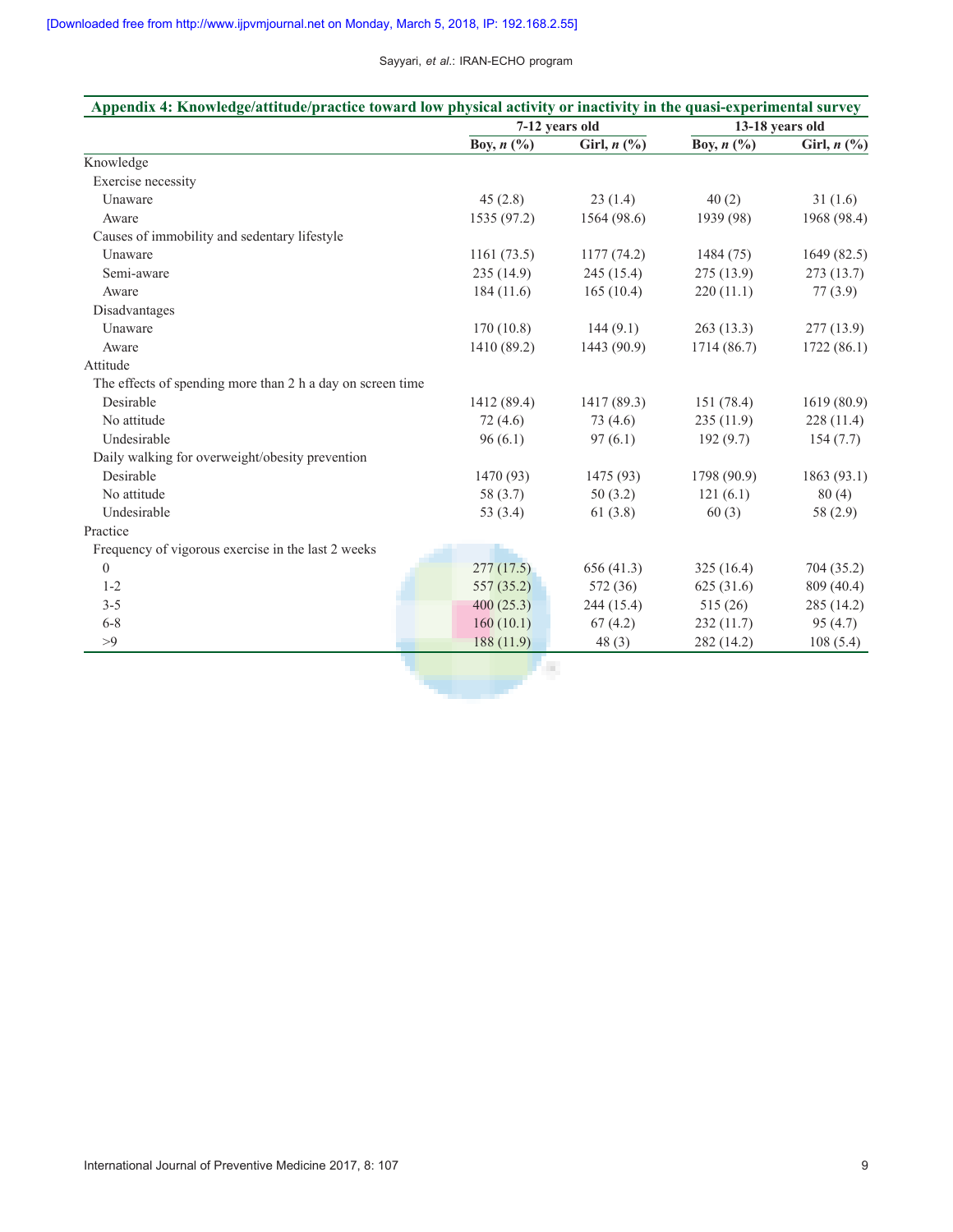**Appendix 4: Knowledge/attitude/practice toward low physical activity or inactivity in the quasi-experimental survey**

| | 7-12 years old | | 13-18 years old | |
|---|---|---|---|---|
| | Boy, *n* (%) | Girl, *n* (%) | Boy, *n* (%) | Girl, *n* (%) |
| Knowledge | | | | |
| Exercise necessity | | | | |
| Unaware | 45 (2.8) | 23 (1.4) | 40 (2) | 31 (1.6) |
| Aware | 1535 (97.2) | 1564 (98.6) | 1939 (98) | 1968 (98.4) |
| Causes of immobility and sedentary lifestyle | | | | |
| Unaware | 1161 (73.5) | 1177 (74.2) | 1484 (75) | 1649 (82.5) |
| Semi-aware | 235 (14.9) | 245 (15.4) | 275 (13.9) | 273 (13.7) |
| Aware | 184 (11.6) | 165 (10.4) | 220 (11.1) | 77 (3.9) |
| Disadvantages | | | | |
| Unaware | 170 (10.8) | 144 (9.1) | 263 (13.3) | 277 (13.9) |
| Aware | 1410 (89.2) | 1443 (90.9) | 1714 (86.7) | 1722 (86.1) |
| Attitude | | | | |
| The effects of spending more than 2 h a day on screen time | | | | |
| Desirable | 1412 (89.4) | 1417 (89.3) | 151 (78.4) | 1619 (80.9) |
| No attitude | 72 (4.6) | 73 (4.6) | 235 (11.9) | 228 (11.4) |
| Undesirable | 96 (6.1) | 97 (6.1) | 192 (9.7) | 154 (7.7) |
| Daily walking for overweight/obesity prevention | | | | |
| Desirable | 1470 (93) | 1475 (93) | 1798 (90.9) | 1863 (93.1) |
| No attitude | 58 (3.7) | 50 (3.2) | 121 (6.1) | 80 (4) |
| Undesirable | 53 (3.4) | 61 (3.8) | 60 (3) | 58 (2.9) |
| Practice | | | | |
| Frequency of vigorous exercise in the last 2 weeks | | | | |
| 0 | 277 (17.5) | 656 (41.3) | 325 (16.4) | 704 (35.2) |
| 1-2 | 557 (35.2) | 572 (36) | 625 (31.6) | 809 (40.4) |
| 3-5 | 400 (25.3) | 244 (15.4) | 515 (26) | 285 (14.2) |
| 6-8 | 160 (10.1) | 67 (4.2) | 232 (11.7) | 95 (4.7) |
| >9 | 188 (11.9) | 48 (3) | 282 (14.2) | 108 (5.4) |